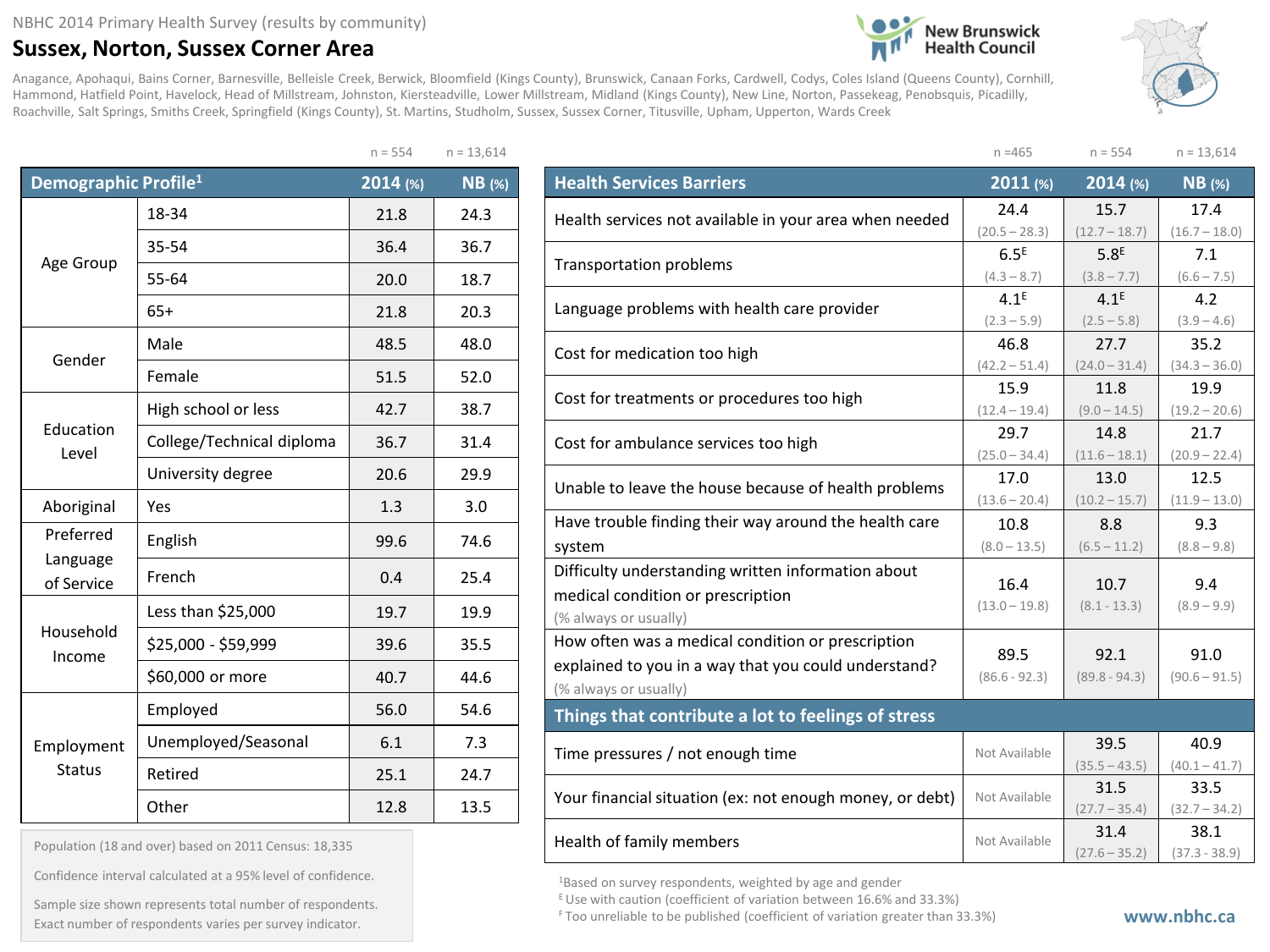NBHC 2014 Primary Health Survey (results by community)

# Sussex, Norton, Sussex Corner Area

New Brunswick Health Council

Anagance, Apohaqui, Bains Corner, Barnesville, Belleisle Creek, Berwick, Bloomfield (Kings County), Brunswick, Canaan Forks, Cardwell, Codys, Coles Island (Queens County), Cornhill, Hammond, Hatfield Point, Havelock, Head of Millstream, Johnston, Kierstead­ville, Lower Millstream, Midland (Kings County), New Line, Norton, Passekeag, Penobsquis, Picadilly, Roachville, Salt Springs, Smiths Creek, Springfield (Kings County), St. Martins, Studholm, Sussex, Sussex Corner, Titusville, Upham, Upperton, Wards Creek

| Demographic Profile[1] | | 2014 (%) n = 554 | NB (%) n = 13,614 |
|---|---|---|---|
| Age Group | 18-34 | 21.8 | 24.3 |
| | 35-54 | 36.4 | 36.7 |
| | 55-64 | 20.0 | 18.7 |
| | 65+ | 21.8 | 20.3 |
| Gender | Male | 48.5 | 48.0 |
| | Female | 51.5 | 52.0 |
| Education Level | High school or less | 42.7 | 38.7 |
| | College/Technical diploma | 36.7 | 31.4 |
| | University degree | 20.6 | 29.9 |
| Aboriginal | Yes | 1.3 | 3.0 |
| Preferred Language of Service | English | 99.6 | 74.6 |
| | French | 0.4 | 25.4 |
| Household Income | Less than $25,000 | 19.7 | 19.9 |
| | $25,000 - $59,999 | 39.6 | 35.5 |
| | $60,000 or more | 40.7 | 44.6 |
| Employment Status | Employed | 56.0 | 54.6 |
| | Unemployed/Seasonal | 6.1 | 7.3 |
| | Retired | 25.1 | 24.7 |
| | Other | 12.8 | 13.5 |

Population (18 and over) based on 2011 Census: 18,335

Confidence interval calculated at a 95% level of confidence.

Sample size shown represents total number of respondents. Exact number of respondents varies per survey indicator.

| Health Services Barriers | 2011 (%) n = 465 | 2014 (%) n = 554 | NB (%) n = 13,614 |
|---|---|---|---|
| Health services not available in your area when needed | 24.4 (20.5 – 28.3) | 15.7 (12.7 – 18.7) | 17.4 (16.7 – 18.0) |
| Transportation problems | 6.5[E] (4.3 – 8.7) | 5.8[E] (3.8 – 7.7) | 7.1 (6.6 – 7.5) |
| Language problems with health care provider | 4.1[E] (2.3 – 5.9) | 4.1[E] (2.5 – 5.8) | 4.2 (3.9 – 4.6) |
| Cost for medication too high | 46.8 (42.2 – 51.4) | 27.7 (24.0 – 31.4) | 35.2 (34.3 – 36.0) |
| Cost for treatments or procedures too high | 15.9 (12.4 – 19.4) | 11.8 (9.0 – 14.5) | 19.9 (19.2 – 20.6) |
| Cost for ambulance services too high | 29.7 (25.0 – 34.4) | 14.8 (11.6 – 18.1) | 21.7 (20.9 – 22.4) |
| Unable to leave the house because of health problems | 17.0 (13.6 – 20.4) | 13.0 (10.2 – 15.7) | 12.5 (11.9 – 13.0) |
| Have trouble finding their way around the health care system | 10.8 (8.0 – 13.5) | 8.8 (6.5 – 11.2) | 9.3 (8.8 – 9.8) |
| Difficulty understanding written information about medical condition or prescription (% always or usually) | 16.4 (13.0 – 19.8) | 10.7 (8.1 - 13.3) | 9.4 (8.9 – 9.9) |
| How often was a medical condition or prescription explained to you in a way that you could understand? (% always or usually) | 89.5 (86.6 - 92.3) | 92.1 (89.8 - 94.3) | 91.0 (90.6 – 91.5) |
| **Things that contribute a lot to feelings of stress** | | | |
| Time pressures / not enough time | Not Available | 39.5 (35.5 – 43.5) | 40.9 (40.1 – 41.7) |
| Your financial situation (ex: not enough money, or debt) | Not Available | 31.5 (27.7 – 35.4) | 33.5 (32.7 – 34.2) |
| Health of family members | Not Available | 31.4 (27.6 – 35.2) | 38.1 (37.3 - 38.9) |

[1] Based on survey respondents, weighted by age and gender

[E] Use with caution (coefficient of variation between 16.6% and 33.3%)

[F] Too unreliable to be published (coefficient of variation greater than 33.3%)

www.nbhc.ca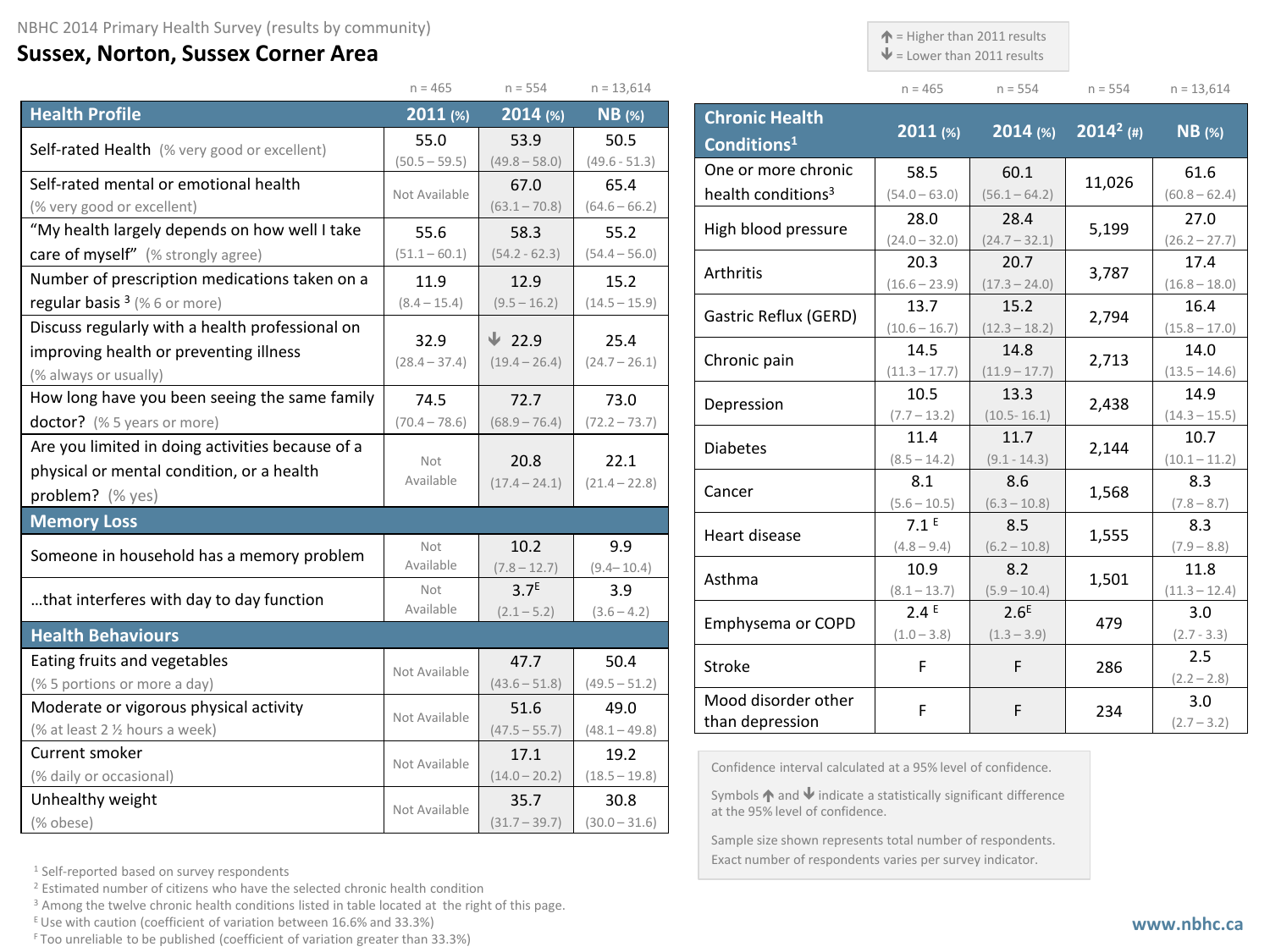NBHC 2014 Primary Health Survey (results by community)

# Sussex, Norton, Sussex Corner Area

↑ = Higher than 2011 results
↓ = Lower than 2011 results

| Health Profile | 2011 (%) n = 465 | 2014 (%) n = 554 | NB (%) n = 13,614 |
|---|---|---|---|
| Self-rated Health (% very good or excellent) | 55.0 (50.5 – 59.5) | 53.9 (49.8 – 58.0) | 50.5 (49.6 - 51.3) |
| Self-rated mental or emotional health (% very good or excellent) | Not Available | 67.0 (63.1 – 70.8) | 65.4 (64.6 – 66.2) |
| "My health largely depends on how well I take care of myself" (% strongly agree) | 55.6 (51.1 – 60.1) | 58.3 (54.2 - 62.3) | 55.2 (54.4 – 56.0) |
| Number of prescription medications taken on a regular basis [3] (% 6 or more) | 11.9 (8.4 – 15.4) | 12.9 (9.5 – 16.2) | 15.2 (14.5 – 15.9) |
| Discuss regularly with a health professional on improving health or preventing illness (% always or usually) | 32.9 (28.4 – 37.4) | ↓ 22.9 (19.4 – 26.4) | 25.4 (24.7 – 26.1) |
| How long have you been seeing the same family doctor? (% 5 years or more) | 74.5 (70.4 – 78.6) | 72.7 (68.9 – 76.4) | 73.0 (72.2 – 73.7) |
| Are you limited in doing activities because of a physical or mental condition, or a health problem? (% yes) | Not Available | 20.8 (17.4 – 24.1) | 22.1 (21.4 – 22.8) |
| **Memory Loss** | | | |
| Someone in household has a memory problem | Not Available | 10.2 (7.8 – 12.7) | 9.9 (9.4– 10.4) |
| …that interferes with day to day function | Not Available | 3.7[E] (2.1 – 5.2) | 3.9 (3.6 – 4.2) |
| **Health Behaviours** | | | |
| Eating fruits and vegetables (% 5 portions or more a day) | Not Available | 47.7 (43.6 – 51.8) | 50.4 (49.5 – 51.2) |
| Moderate or vigorous physical activity (% at least 2 ½ hours a week) | Not Available | 51.6 (47.5 – 55.7) | 49.0 (48.1 – 49.8) |
| Current smoker (% daily or occasional) | Not Available | 17.1 (14.0 – 20.2) | 19.2 (18.5 – 19.8) |
| Unhealthy weight (% obese) | Not Available | 35.7 (31.7 – 39.7) | 30.8 (30.0 – 31.6) |

| Chronic Health Conditions[1] | 2011 (%) n = 465 | 2014 (%) n = 554 | 2014[2] (#) n = 554 | NB (%) n = 13,614 |
|---|---|---|---|---|
| One or more chronic health conditions[3] | 58.5 (54.0 – 63.0) | 60.1 (56.1 – 64.2) | 11,026 | 61.6 (60.8 – 62.4) |
| High blood pressure | 28.0 (24.0 – 32.0) | 28.4 (24.7 – 32.1) | 5,199 | 27.0 (26.2 – 27.7) |
| Arthritis | 20.3 (16.6 – 23.9) | 20.7 (17.3 – 24.0) | 3,787 | 17.4 (16.8 – 18.0) |
| Gastric Reflux (GERD) | 13.7 (10.6 – 16.7) | 15.2 (12.3 – 18.2) | 2,794 | 16.4 (15.8 – 17.0) |
| Chronic pain | 14.5 (11.3 – 17.7) | 14.8 (11.9 – 17.7) | 2,713 | 14.0 (13.5 – 14.6) |
| Depression | 10.5 (7.7 – 13.2) | 13.3 (10.5- 16.1) | 2,438 | 14.9 (14.3 – 15.5) |
| Diabetes | 11.4 (8.5 – 14.2) | 11.7 (9.1 - 14.3) | 2,144 | 10.7 (10.1 – 11.2) |
| Cancer | 8.1 (5.6 – 10.5) | 8.6 (6.3 – 10.8) | 1,568 | 8.3 (7.8 – 8.7) |
| Heart disease | 7.1[E] (4.8 – 9.4) | 8.5 (6.2 – 10.8) | 1,555 | 8.3 (7.9 – 8.8) |
| Asthma | 10.9 (8.1 – 13.7) | 8.2 (5.9 – 10.4) | 1,501 | 11.8 (11.3 – 12.4) |
| Emphysema or COPD | 2.4[E] (1.0 – 3.8) | 2.6[E] (1.3 – 3.9) | 479 | 3.0 (2.7 - 3.3) |
| Stroke | F | F | 286 | 2.5 (2.2 – 2.8) |
| Mood disorder other than depression | F | F | 234 | 3.0 (2.7 – 3.2) |

Confidence interval calculated at a 95% level of confidence.

Symbols ↑ and ↓ indicate a statistically significant difference at the 95% level of confidence.

Sample size shown represents total number of respondents. Exact number of respondents varies per survey indicator.

[1] Self-reported based on survey respondents
[2] Estimated number of citizens who have the selected chronic health condition
[3] Among the twelve chronic health conditions listed in table located at the right of this page.
[E] Use with caution (coefficient of variation between 16.6% and 33.3%)
[F] Too unreliable to be published (coefficient of variation greater than 33.3%)

www.nbhc.ca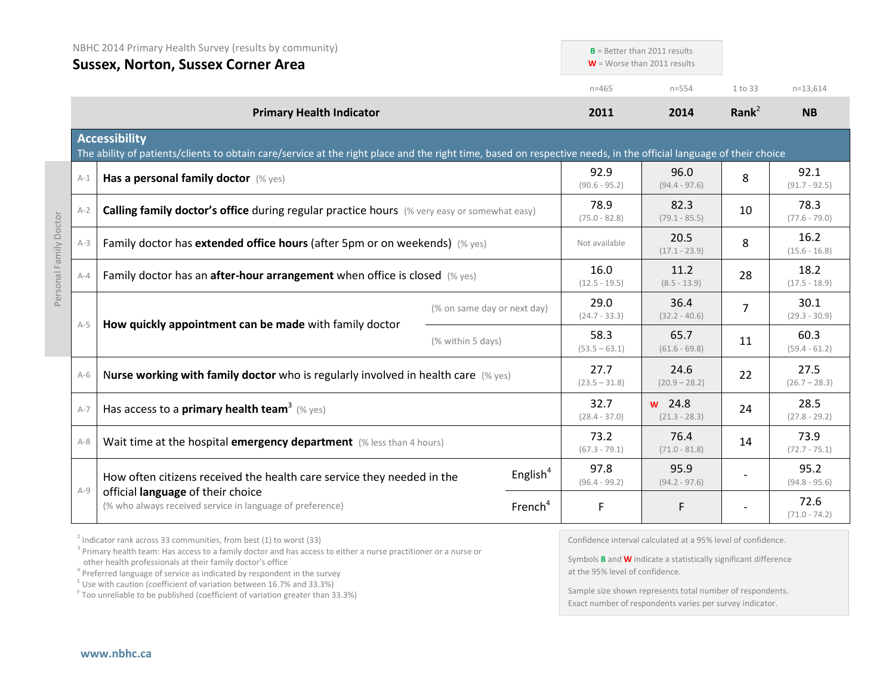NBHC 2014 Primary Health Survey (results by community)

# Sussex, Norton, Sussex Corner Area

**B** = Better than 2011 results
**W** = Worse than 2011 results

| | Primary Health Indicator | | 2011 (n=465) | 2014 (n=554) | Rank[2] (1 to 33) | NB (n=13,614) |
|---|---|---|---|---|---|---|
| **Accessibility** | The ability of patients/clients to obtain care/service at the right place and the right time, based on respective needs, in the official language of their choice | | | | | |
| A-1 | **Has a personal family doctor** (% yes) | | 92.9 (90.6 - 95.2) | 96.0 (94.4 - 97.6) | 8 | 92.1 (91.7 - 92.5) |
| A-2 | **Calling family doctor's office** during regular practice hours (% very easy or somewhat easy) | | 78.9 (75.0 - 82.8) | 82.3 (79.1 - 85.5) | 10 | 78.3 (77.6 - 79.0) |
| A-3 | Family doctor has **extended office hours** (after 5pm or on weekends) (% yes) | | Not available | 20.5 (17.1 - 23.9) | 8 | 16.2 (15.6 - 16.8) |
| A-4 | Family doctor has an **after-hour arrangement** when office is closed (% yes) | | 16.0 (12.5 - 19.5) | 11.2 (8.5 - 13.9) | 28 | 18.2 (17.5 - 18.9) |
| A-5 | **How quickly appointment can be made** with family doctor | (% on same day or next day) | 29.0 (24.7 - 33.3) | 36.4 (32.2 - 40.6) | 7 | 30.1 (29.3 - 30.9) |
| | | (% within 5 days) | 58.3 (53.5 – 63.1) | 65.7 (61.6 - 69.8) | 11 | 60.3 (59.4 - 61.2) |
| A-6 | **Nurse working with family doctor** who is regularly involved in health care (% yes) | | 27.7 (23.5 – 31.8) | 24.6 (20.9 – 28.2) | 22 | 27.5 (26.7 – 28.3) |
| A-7 | Has access to a **primary health team**[3] (% yes) | | 32.7 (28.4 - 37.0) | W 24.8 (21.3 - 28.3) | 24 | 28.5 (27.8 - 29.2) |
| A-8 | Wait time at the hospital **emergency department** (% less than 4 hours) | | 73.2 (67.3 - 79.1) | 76.4 (71.0 - 81.8) | 14 | 73.9 (72.7 - 75.1) |
| A-9 | How often citizens received the health care service they needed in the official **language** of their choice (% who always received service in language of preference) | English[4] | 97.8 (96.4 - 99.2) | 95.9 (94.2 - 97.6) | - | 95.2 (94.8 - 95.6) |
| | | French[4] | F | F | - | 72.6 (71.0 - 74.2) |

Personal Family Doctor: A-1 to A-5

[2] Indicator rank across 33 communities, from best (1) to worst (33)
[3] Primary health team: Has access to a family doctor and has access to either a nurse practitioner or a nurse or other health professionals at their family doctor's office
[4] Preferred language of service as indicated by respondent in the survey
[E] Use with caution (coefficient of variation between 16.7% and 33.3%)
[F] Too unreliable to be published (coefficient of variation greater than 33.3%)

Confidence interval calculated at a 95% level of confidence.

Symbols **B** and **W** indicate a statistically significant difference at the 95% level of confidence.

Sample size shown represents total number of respondents. Exact number of respondents varies per survey indicator.

www.nbhc.ca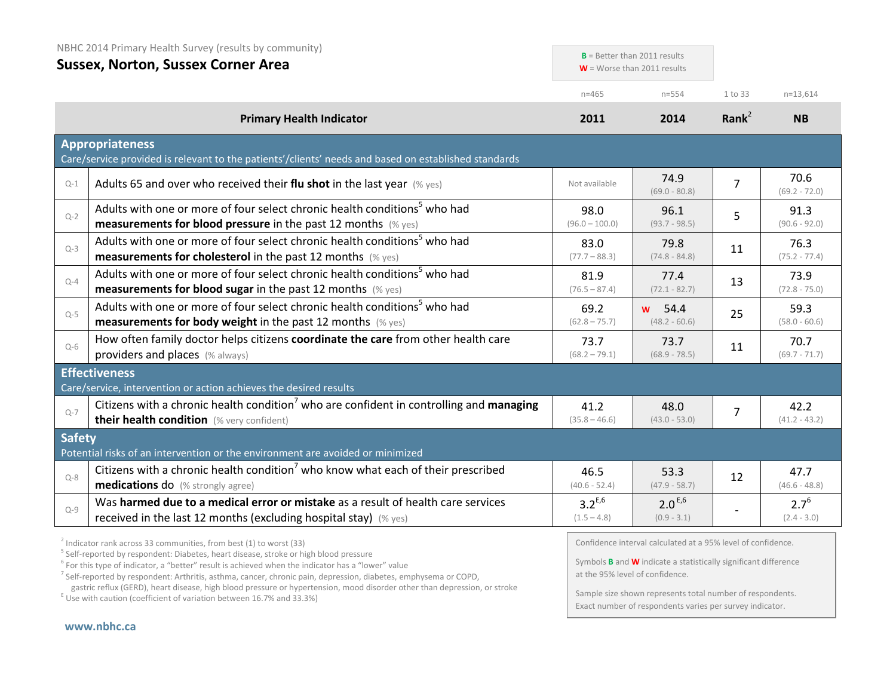NBHC 2014 Primary Health Survey (results by community)

# Sussex, Norton, Sussex Corner Area

**B** = Better than 2011 results
**W** = Worse than 2011 results

| | Primary Health Indicator | 2011 (n=465) | 2014 (n=554) | Rank[2] (1 to 33) | NB (n=13,614) |
|---|---|---|---|---|---|
| **Appropriateness** Care/service provided is relevant to the patients'/clients' needs and based on established standards | | | | | |
| Q-1 | Adults 65 and over who received their **flu shot** in the last year (% yes) | Not available | 74.9 (69.0 - 80.8) | 7 | 70.6 (69.2 - 72.0) |
| Q-2 | Adults with one or more of four select chronic health conditions[5] who had **measurements for blood pressure** in the past 12 months (% yes) | 98.0 (96.0 – 100.0) | 96.1 (93.7 - 98.5) | 5 | 91.3 (90.6 - 92.0) |
| Q-3 | Adults with one or more of four select chronic health conditions[5] who had **measurements for cholesterol** in the past 12 months (% yes) | 83.0 (77.7 – 88.3) | 79.8 (74.8 - 84.8) | 11 | 76.3 (75.2 - 77.4) |
| Q-4 | Adults with one or more of four select chronic health conditions[5] who had **measurements for blood sugar** in the past 12 months (% yes) | 81.9 (76.5 – 87.4) | 77.4 (72.1 - 82.7) | 13 | 73.9 (72.8 - 75.0) |
| Q-5 | Adults with one or more of four select chronic health conditions[5] who had **measurements for body weight** in the past 12 months (% yes) | 69.2 (62.8 – 75.7) | W 54.4 (48.2 - 60.6) | 25 | 59.3 (58.0 - 60.6) |
| Q-6 | How often family doctor helps citizens **coordinate the care** from other health care providers and places (% always) | 73.7 (68.2 – 79.1) | 73.7 (68.9 - 78.5) | 11 | 70.7 (69.7 - 71.7) |
| **Effectiveness** Care/service, intervention or action achieves the desired results | | | | | |
| Q-7 | Citizens with a chronic health condition[7] who are confident in controlling and **managing their health condition** (% very confident) | 41.2 (35.8 – 46.6) | 48.0 (43.0 - 53.0) | 7 | 42.2 (41.2 - 43.2) |
| **Safety** Potential risks of an intervention or the environment are avoided or minimized | | | | | |
| Q-8 | Citizens with a chronic health condition[7] who know what each of their prescribed **medications** do (% strongly agree) | 46.5 (40.6 - 52.4) | 53.3 (47.9 - 58.7) | 12 | 47.7 (46.6 - 48.8) |
| Q-9 | Was **harmed due to a medical error or mistake** as a result of health care services received in the last 12 months (excluding hospital stay) (% yes) | 3.2[E,6] (1.5 – 4.8) | 2.0[E,6] (0.9 - 3.1) | - | 2.7[6] (2.4 - 3.0) |

[2] Indicator rank across 33 communities, from best (1) to worst (33)
[5] Self-reported by respondent: Diabetes, heart disease, stroke or high blood pressure
[6] For this type of indicator, a "better" result is achieved when the indicator has a "lower" value
[7] Self-reported by respondent: Arthritis, asthma, cancer, chronic pain, depression, diabetes, emphysema or COPD, gastric reflux (GERD), heart disease, high blood pressure or hypertension, mood disorder other than depression, or stroke
[E] Use with caution (coefficient of variation between 16.7% and 33.3%)

Confidence interval calculated at a 95% level of confidence.

Symbols **B** and **W** indicate a statistically significant difference at the 95% level of confidence.

Sample size shown represents total number of respondents. Exact number of respondents varies per survey indicator.

www.nbhc.ca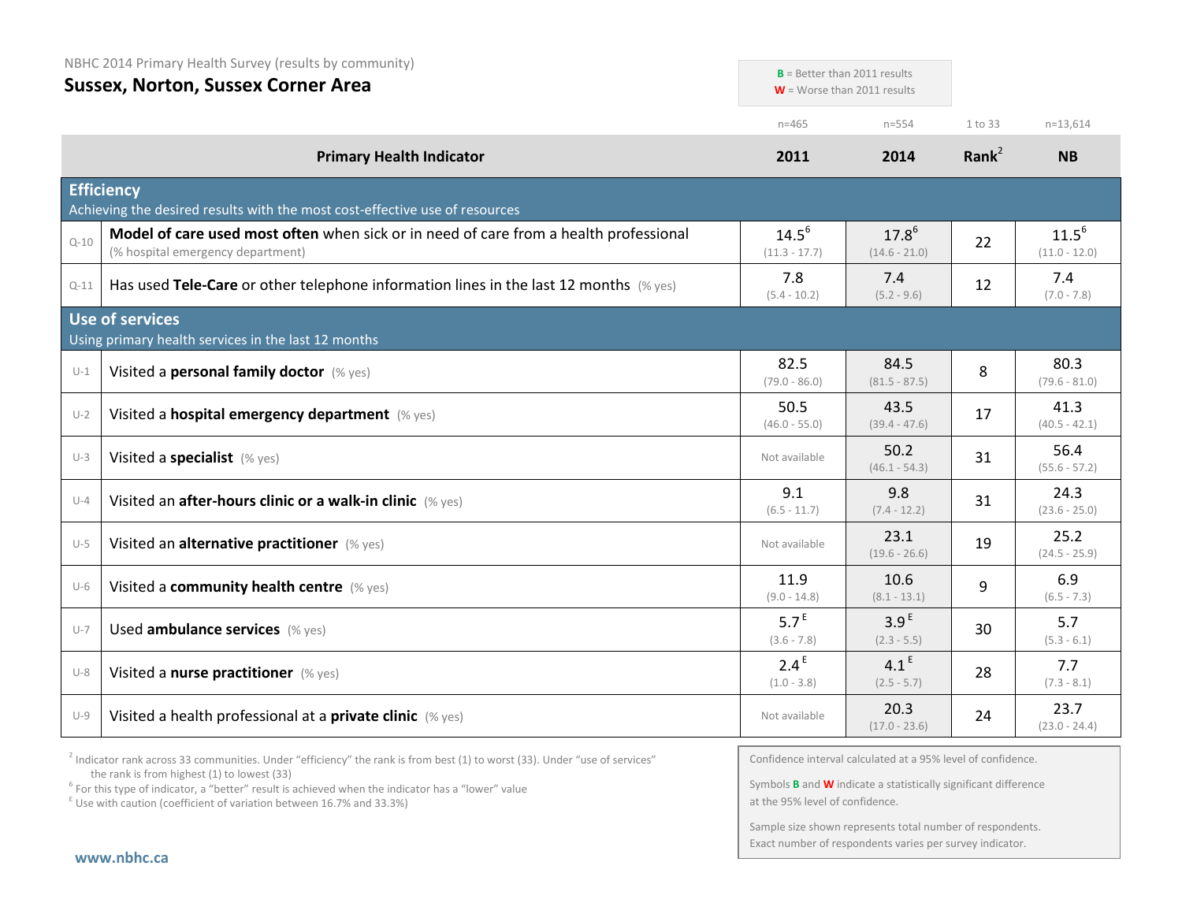NBHC 2014 Primary Health Survey (results by community)

# Sussex, Norton, Sussex Corner Area

**B** = Better than 2011 results
**W** = Worse than 2011 results

| | Primary Health Indicator | 2011 (n=465) | 2014 (n=554) | Rank[2] (1 to 33) | NB (n=13,614) |
|---|---|---|---|---|---|
| **Efficiency** – Achieving the desired results with the most cost-effective use of resources | | | | | |
| Q-10 | **Model of care used most often** when sick or in need of care from a health professional (% hospital emergency department) | 14.5[6] (11.3 - 17.7) | 17.8[6] (14.6 - 21.0) | 22 | 11.5[6] (11.0 - 12.0) |
| Q-11 | Has used **Tele-Care** or other telephone information lines in the last 12 months (% yes) | 7.8 (5.4 - 10.2) | 7.4 (5.2 - 9.6) | 12 | 7.4 (7.0 - 7.8) |
| **Use of services** – Using primary health services in the last 12 months | | | | | |
| U-1 | Visited a **personal family doctor** (% yes) | 82.5 (79.0 - 86.0) | 84.5 (81.5 - 87.5) | 8 | 80.3 (79.6 - 81.0) |
| U-2 | Visited a **hospital emergency department** (% yes) | 50.5 (46.0 - 55.0) | 43.5 (39.4 - 47.6) | 17 | 41.3 (40.5 - 42.1) |
| U-3 | Visited a **specialist** (% yes) | Not available | 50.2 (46.1 - 54.3) | 31 | 56.4 (55.6 - 57.2) |
| U-4 | Visited an **after-hours clinic or a walk-in clinic** (% yes) | 9.1 (6.5 - 11.7) | 9.8 (7.4 - 12.2) | 31 | 24.3 (23.6 - 25.0) |
| U-5 | Visited an **alternative practitioner** (% yes) | Not available | 23.1 (19.6 - 26.6) | 19 | 25.2 (24.5 - 25.9) |
| U-6 | Visited a **community health centre** (% yes) | 11.9 (9.0 - 14.8) | 10.6 (8.1 - 13.1) | 9 | 6.9 (6.5 - 7.3) |
| U-7 | Used **ambulance services** (% yes) | 5.7[E] (3.6 - 7.8) | 3.9[E] (2.3 - 5.5) | 30 | 5.7 (5.3 - 6.1) |
| U-8 | Visited a **nurse practitioner** (% yes) | 2.4[E] (1.0 - 3.8) | 4.1[E] (2.5 - 5.7) | 28 | 7.7 (7.3 - 8.1) |
| U-9 | Visited a health professional at a **private clinic** (% yes) | Not available | 20.3 (17.0 - 23.6) | 24 | 23.7 (23.0 - 24.4) |

[2] Indicator rank across 33 communities. Under "efficiency" the rank is from best (1) to worst (33). Under "use of services" the rank is from highest (1) to lowest (33)

[6] For this type of indicator, a "better" result is achieved when the indicator has a "lower" value

[E] Use with caution (coefficient of variation between 16.7% and 33.3%)

Confidence interval calculated at a 95% level of confidence.

Symbols **B** and **W** indicate a statistically significant difference at the 95% level of confidence.

Sample size shown represents total number of respondents. Exact number of respondents varies per survey indicator.

www.nbhc.ca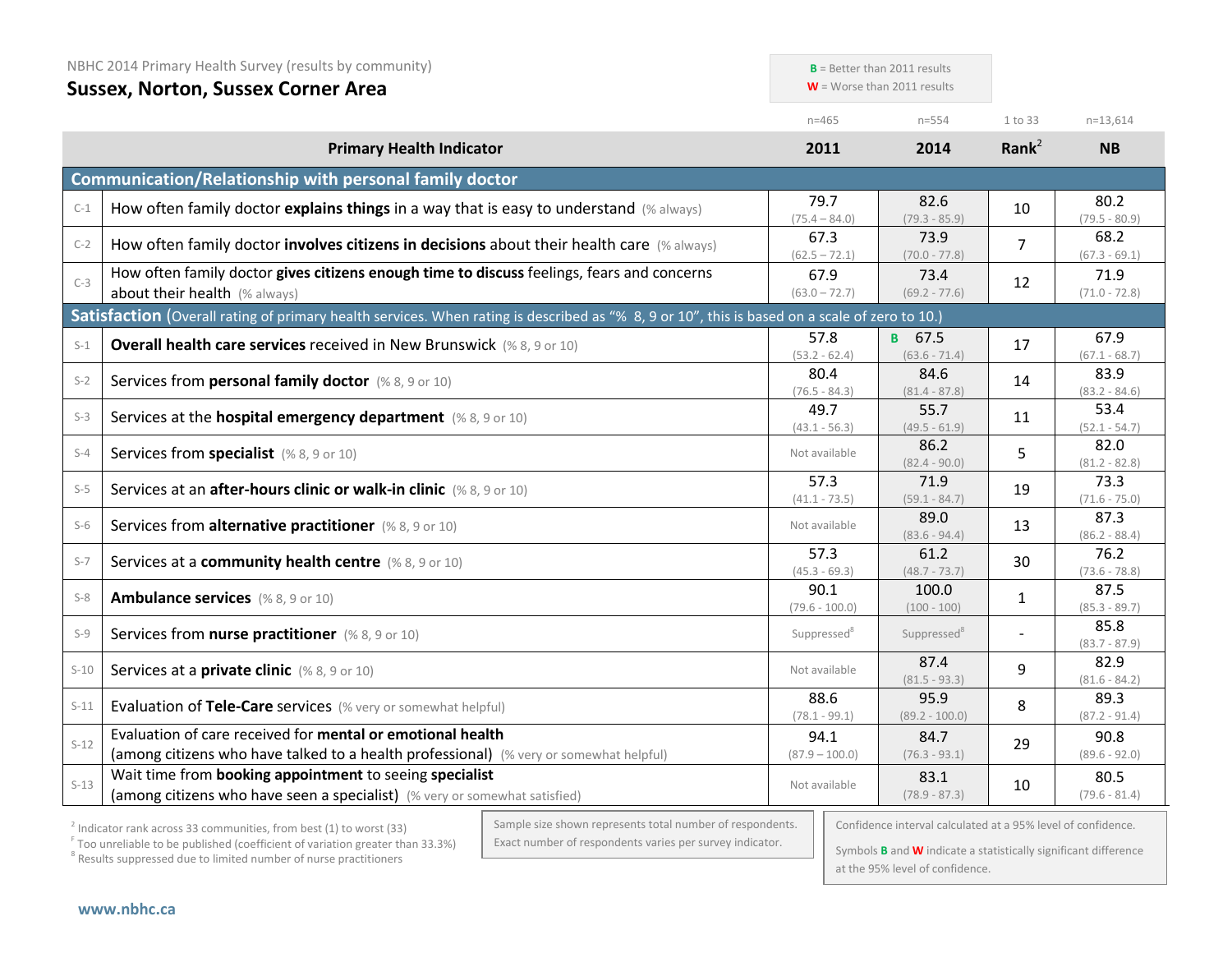NBHC 2014 Primary Health Survey (results by community)

## Sussex, Norton, Sussex Corner Area

**B** = Better than 2011 results
**W** = Worse than 2011 results

| | Primary Health Indicator | 2011 (n=465) | 2014 (n=554) | Rank[2] (1 to 33) | NB (n=13,614) |
|---|---|---|---|---|---|
| | **Communication/Relationship with personal family doctor** | | | | |
| C-1 | How often family doctor **explains things** in a way that is easy to understand (% always) | 79.7 (75.4 – 84.0) | 82.6 (79.3 - 85.9) | 10 | 80.2 (79.5 - 80.9) |
| C-2 | How often family doctor **involves citizens in decisions** about their health care (% always) | 67.3 (62.5 – 72.1) | 73.9 (70.0 - 77.8) | 7 | 68.2 (67.3 - 69.1) |
| C-3 | How often family doctor **gives citizens enough time to discuss** feelings, fears and concerns about their health (% always) | 67.9 (63.0 – 72.7) | 73.4 (69.2 - 77.6) | 12 | 71.9 (71.0 - 72.8) |
| | **Satisfaction** (Overall rating of primary health services. When rating is described as "% 8, 9 or 10", this is based on a scale of zero to 10.) | | | | |
| S-1 | **Overall health care services** received in New Brunswick (% 8, 9 or 10) | 57.8 (53.2 - 62.4) | B 67.5 (63.6 - 71.4) | 17 | 67.9 (67.1 - 68.7) |
| S-2 | Services from **personal family doctor** (% 8, 9 or 10) | 80.4 (76.5 - 84.3) | 84.6 (81.4 - 87.8) | 14 | 83.9 (83.2 - 84.6) |
| S-3 | Services at the **hospital emergency department** (% 8, 9 or 10) | 49.7 (43.1 - 56.3) | 55.7 (49.5 - 61.9) | 11 | 53.4 (52.1 - 54.7) |
| S-4 | Services from **specialist** (% 8, 9 or 10) | Not available | 86.2 (82.4 - 90.0) | 5 | 82.0 (81.2 - 82.8) |
| S-5 | Services at an **after-hours clinic or walk-in clinic** (% 8, 9 or 10) | 57.3 (41.1 - 73.5) | 71.9 (59.1 - 84.7) | 19 | 73.3 (71.6 - 75.0) |
| S-6 | Services from **alternative practitioner** (% 8, 9 or 10) | Not available | 89.0 (83.6 - 94.4) | 13 | 87.3 (86.2 - 88.4) |
| S-7 | Services at a **community health centre** (% 8, 9 or 10) | 57.3 (45.3 - 69.3) | 61.2 (48.7 - 73.7) | 30 | 76.2 (73.6 - 78.8) |
| S-8 | **Ambulance services** (% 8, 9 or 10) | 90.1 (79.6 - 100.0) | 100.0 (100 - 100) | 1 | 87.5 (85.3 - 89.7) |
| S-9 | Services from **nurse practitioner** (% 8, 9 or 10) | Suppressed[8] | Suppressed[8] | - | 85.8 (83.7 - 87.9) |
| S-10 | Services at a **private clinic** (% 8, 9 or 10) | Not available | 87.4 (81.5 - 93.3) | 9 | 82.9 (81.6 - 84.2) |
| S-11 | Evaluation of **Tele-Care** services (% very or somewhat helpful) | 88.6 (78.1 - 99.1) | 95.9 (89.2 - 100.0) | 8 | 89.3 (87.2 - 91.4) |
| S-12 | Evaluation of care received for **mental or emotional health** (among citizens who have talked to a health professional) (% very or somewhat helpful) | 94.1 (87.9 – 100.0) | 84.7 (76.3 - 93.1) | 29 | 90.8 (89.6 - 92.0) |
| S-13 | Wait time from **booking appointment** to seeing **specialist** (among citizens who have seen a specialist) (% very or somewhat satisfied) | Not available | 83.1 (78.9 - 87.3) | 10 | 80.5 (79.6 - 81.4) |

[2] Indicator rank across 33 communities, from best (1) to worst (33)
[E] Too unreliable to be published (coefficient of variation greater than 33.3%)
[8] Results suppressed due to limited number of nurse practitioners

Sample size shown represents total number of respondents. Exact number of respondents varies per survey indicator.

Confidence interval calculated at a 95% level of confidence.

Symbols **B** and **W** indicate a statistically significant difference at the 95% level of confidence.

www.nbhc.ca